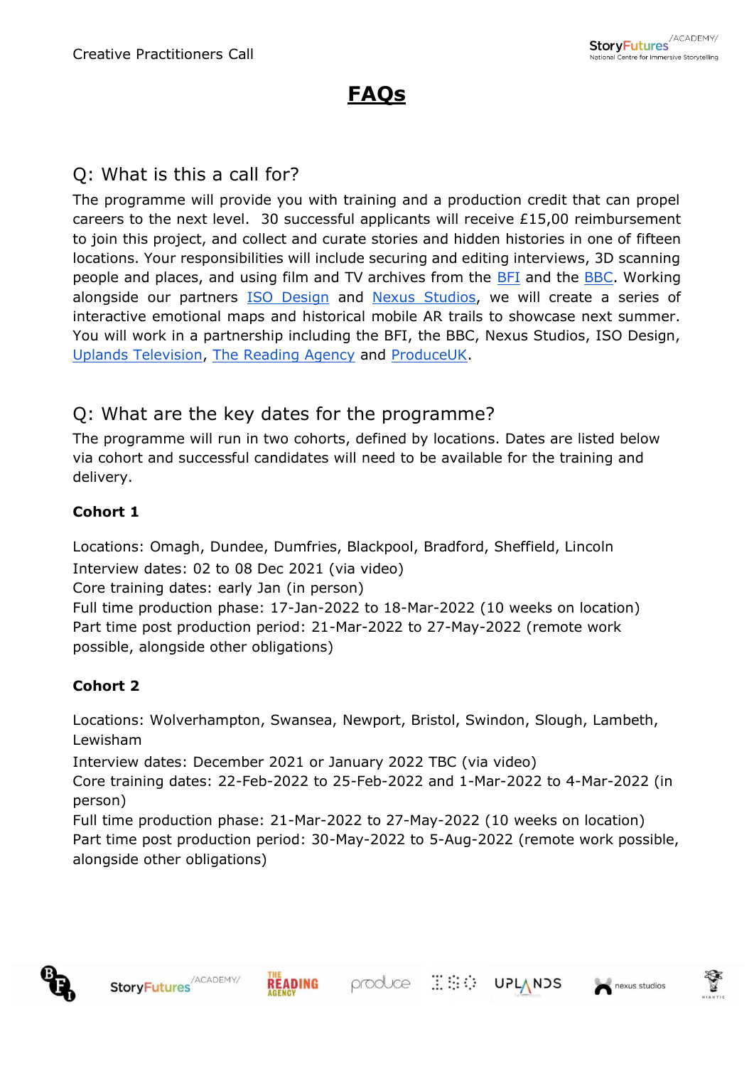# FAQs

## Q: What is this a call for?

The programme will provide you with training and a production credit that can propel careers to the next level. 30 successful applicants will receive £15,00 reimbursement to join this project, and collect and curate stories and hidden histories in one of fifteen locations. Your responsibilities will include securing and editing interviews, 3D scanning people and places, and using film and TV archives from the BFI and the BBC. Working alongside our partners ISO Design and Nexus Studios, we will create a series of interactive emotional maps and historical mobile AR trails to showcase next summer. You will work in a partnership including the BFI, the BBC, Nexus Studios, ISO Design, Uplands Television, The Reading Agency and ProduceUK.

## Q: What are the key dates for the programme?

The programme will run in two cohorts, defined by locations. Dates are listed below via cohort and successful candidates will need to be available for the training and delivery.

### Cohort 1

Locations: Omagh, Dundee, Dumfries, Blackpool, Bradford, Sheffield, Lincoln
Interview dates: 02 to 08 Dec 2021 (via video)
Core training dates: early Jan (in person)
Full time production phase: 17-Jan-2022 to 18-Mar-2022 (10 weeks on location)
Part time post production period: 21-Mar-2022 to 27-May-2022 (remote work possible, alongside other obligations)

### Cohort 2

Locations: Wolverhampton, Swansea, Newport, Bristol, Swindon, Slough, Lambeth, Lewisham
Interview dates: December 2021 or January 2022 TBC (via video)
Core training dates: 22-Feb-2022 to 25-Feb-2022 and 1-Mar-2022 to 4-Mar-2022 (in person)
Full time production phase: 21-Mar-2022 to 27-May-2022 (10 weeks on location)
Part time post production period: 30-May-2022 to 5-Aug-2022 (remote work possible, alongside other obligations)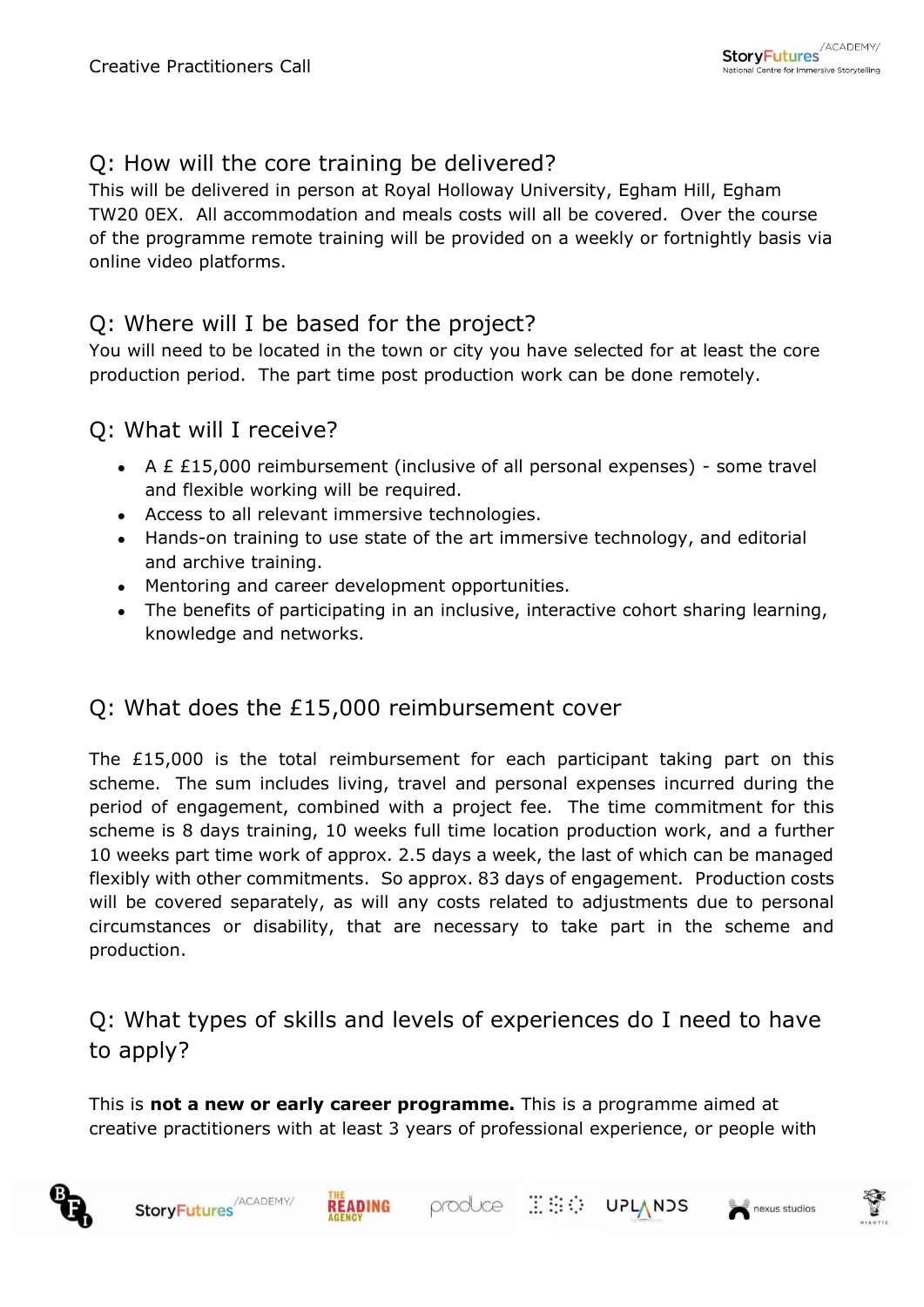## Q: How will the core training be delivered?

This will be delivered in person at Royal Holloway University, Egham Hill, Egham TW20 0EX. All accommodation and meals costs will all be covered. Over the course of the programme remote training will be provided on a weekly or fortnightly basis via online video platforms.

## Q: Where will I be based for the project?

You will need to be located in the town or city you have selected for at least the core production period. The part time post production work can be done remotely.

## Q: What will I receive?

- A £ £15,000 reimbursement (inclusive of all personal expenses) - some travel and flexible working will be required.
- Access to all relevant immersive technologies.
- Hands-on training to use state of the art immersive technology, and editorial and archive training.
- Mentoring and career development opportunities.
- The benefits of participating in an inclusive, interactive cohort sharing learning, knowledge and networks.

## Q: What does the £15,000 reimbursement cover

The £15,000 is the total reimbursement for each participant taking part on this scheme. The sum includes living, travel and personal expenses incurred during the period of engagement, combined with a project fee. The time commitment for this scheme is 8 days training, 10 weeks full time location production work, and a further 10 weeks part time work of approx. 2.5 days a week, the last of which can be managed flexibly with other commitments. So approx. 83 days of engagement. Production costs will be covered separately, as will any costs related to adjustments due to personal circumstances or disability, that are necessary to take part in the scheme and production.

## Q: What types of skills and levels of experiences do I need to have to apply?

This is **not a new or early career programme.** This is a programme aimed at creative practitioners with at least 3 years of professional experience, or people with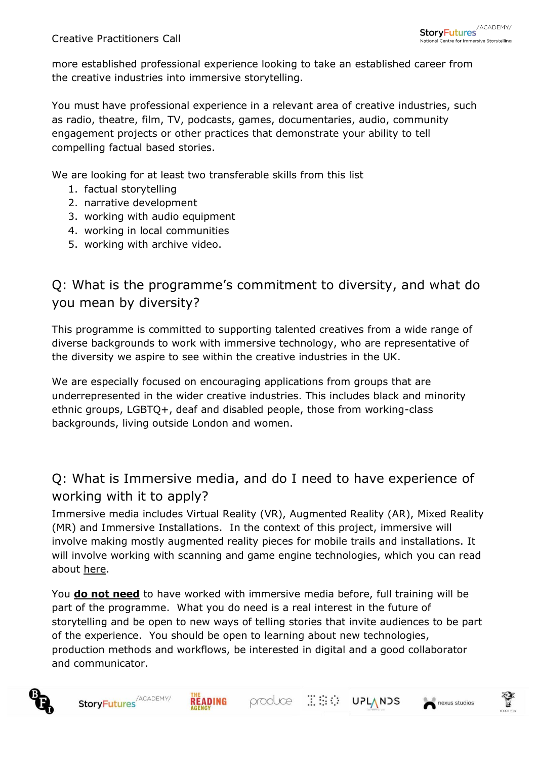more established professional experience looking to take an established career from the creative industries into immersive storytelling.

You must have professional experience in a relevant area of creative industries, such as radio, theatre, film, TV, podcasts, games, documentaries, audio, community engagement projects or other practices that demonstrate your ability to tell compelling factual based stories.

We are looking for at least two transferable skills from this list

1. factual storytelling
2. narrative development
3. working with audio equipment
4. working in local communities
5. working with archive video.

## Q: What is the programme's commitment to diversity, and what do you mean by diversity?

This programme is committed to supporting talented creatives from a wide range of diverse backgrounds to work with immersive technology, who are representative of the diversity we aspire to see within the creative industries in the UK.

We are especially focused on encouraging applications from groups that are underrepresented in the wider creative industries. This includes black and minority ethnic groups, LGBTQ+, deaf and disabled people, those from working-class backgrounds, living outside London and women.

## Q: What is Immersive media, and do I need to have experience of working with it to apply?

Immersive media includes Virtual Reality (VR), Augmented Reality (AR), Mixed Reality (MR) and Immersive Installations. In the context of this project, immersive will involve making mostly augmented reality pieces for mobile trails and installations. It will involve working with scanning and game engine technologies, which you can read about here.

You **do not need** to have worked with immersive media before, full training will be part of the programme. What you do need is a real interest in the future of storytelling and be open to new ways of telling stories that invite audiences to be part of the experience. You should be open to learning about new technologies, production methods and workflows, be interested in digital and a good collaborator and communicator.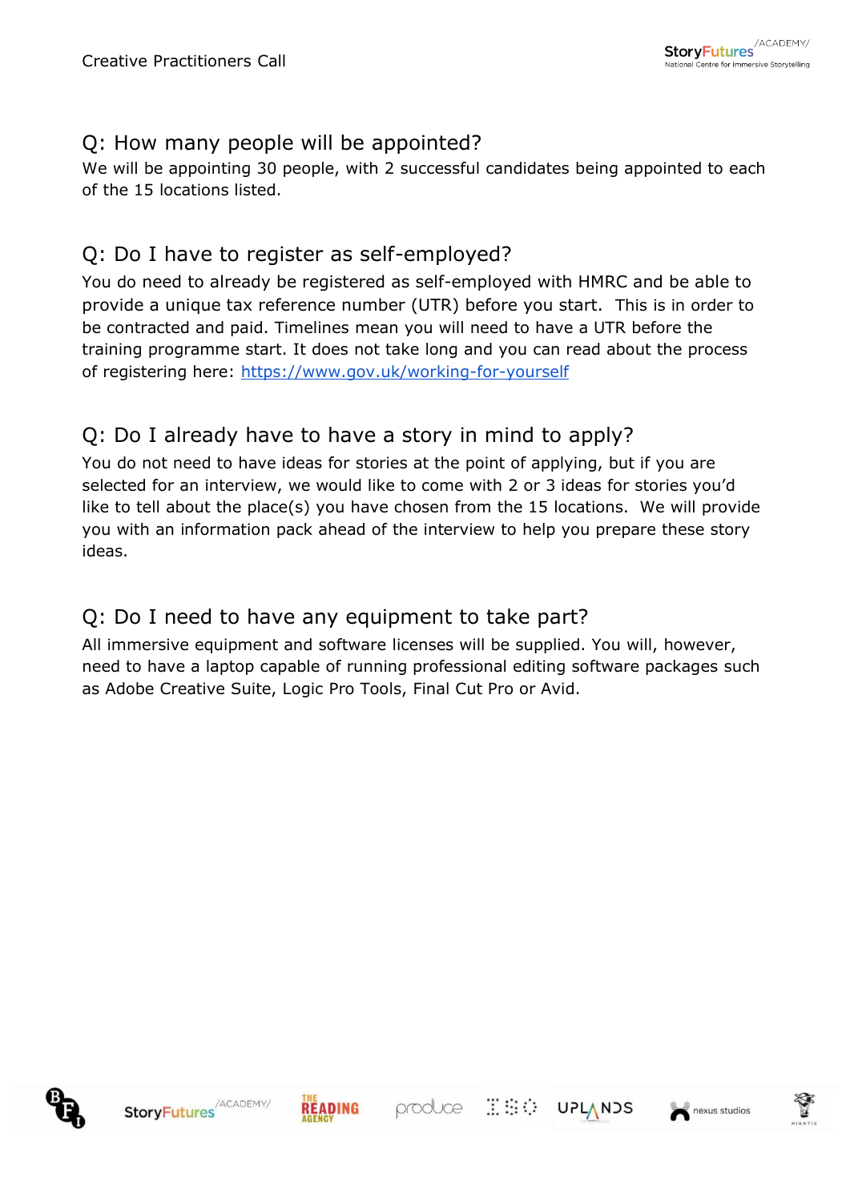## Q: How many people will be appointed?

We will be appointing 30 people, with 2 successful candidates being appointed to each of the 15 locations listed.

## Q: Do I have to register as self-employed?

You do need to already be registered as self-employed with HMRC and be able to provide a unique tax reference number (UTR) before you start. This is in order to be contracted and paid. Timelines mean you will need to have a UTR before the training programme start. It does not take long and you can read about the process of registering here: [https://www.gov.uk/working-for-yourself](https://www.gov.uk/working-for-yourself)

## Q: Do I already have to have a story in mind to apply?

You do not need to have ideas for stories at the point of applying, but if you are selected for an interview, we would like to come with 2 or 3 ideas for stories you'd like to tell about the place(s) you have chosen from the 15 locations. We will provide you with an information pack ahead of the interview to help you prepare these story ideas.

## Q: Do I need to have any equipment to take part?

All immersive equipment and software licenses will be supplied. You will, however, need to have a laptop capable of running professional editing software packages such as Adobe Creative Suite, Logic Pro Tools, Final Cut Pro or Avid.